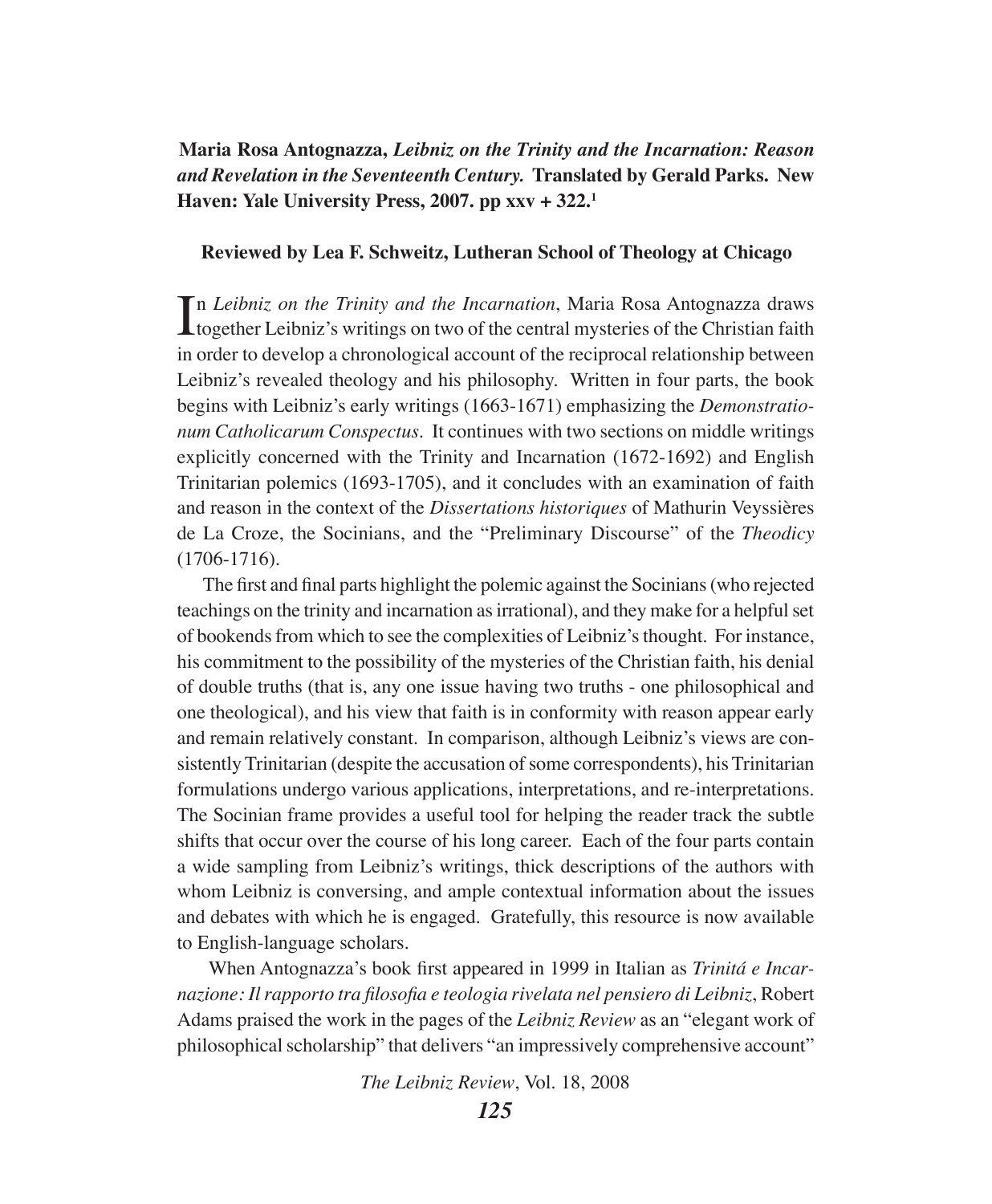**Maria Rosa Antognazza,** ***Leibniz on the Trinity and the Incarnation: Reason and Revelation in the Seventeenth Century.*** **Translated by Gerald Parks. New Haven: Yale University Press, 2007. pp xxv + 322.**[1]

**Reviewed by Lea F. Schweitz, Lutheran School of Theology at Chicago**

In *Leibniz on the Trinity and the Incarnation*, Maria Rosa Antognazza draws together Leibniz's writings on two of the central mysteries of the Christian faith in order to develop a chronological account of the reciprocal relationship between Leibniz's revealed theology and his philosophy. Written in four parts, the book begins with Leibniz's early writings (1663-1671) emphasizing the *Demonstrationum Catholicarum Conspectus*. It continues with two sections on middle writings explicitly concerned with the Trinity and Incarnation (1672-1692) and English Trinitarian polemics (1693-1705), and it concludes with an examination of faith and reason in the context of the *Dissertations historiques* of Mathurin Veyssières de La Croze, the Socinians, and the "Preliminary Discourse" of the *Theodicy* (1706-1716).

The first and final parts highlight the polemic against the Socinians (who rejected teachings on the trinity and incarnation as irrational), and they make for a helpful set of bookends from which to see the complexities of Leibniz's thought. For instance, his commitment to the possibility of the mysteries of the Christian faith, his denial of double truths (that is, any one issue having two truths - one philosophical and one theological), and his view that faith is in conformity with reason appear early and remain relatively constant. In comparison, although Leibniz's views are consistently Trinitarian (despite the accusation of some correspondents), his Trinitarian formulations undergo various applications, interpretations, and re-interpretations. The Socinian frame provides a useful tool for helping the reader track the subtle shifts that occur over the course of his long career. Each of the four parts contain a wide sampling from Leibniz's writings, thick descriptions of the authors with whom Leibniz is conversing, and ample contextual information about the issues and debates with which he is engaged. Gratefully, this resource is now available to English-language scholars.

When Antognazza's book first appeared in 1999 in Italian as *Trinitá e Incarnazione: Il rapporto tra filosofia e teologia rivelata nel pensiero di Leibniz*, Robert Adams praised the work in the pages of the *Leibniz Review* as an "elegant work of philosophical scholarship" that delivers "an impressively comprehensive account"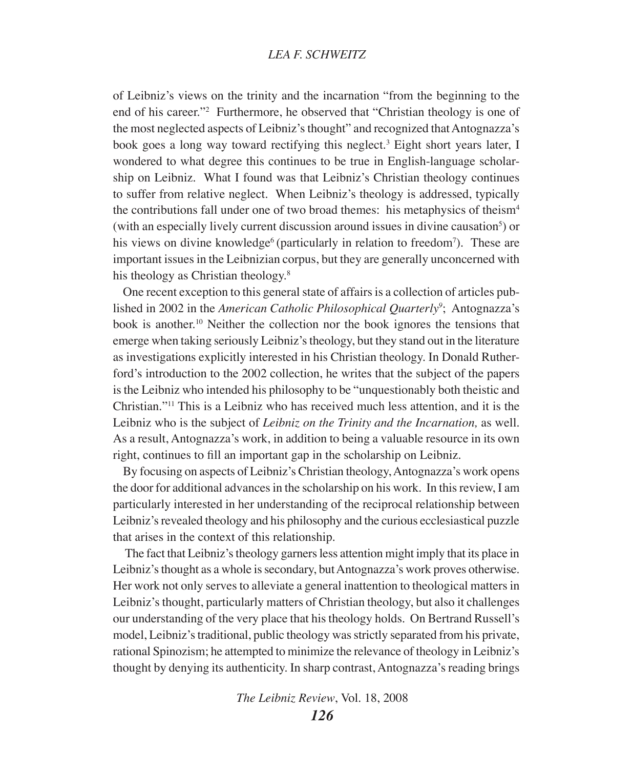of Leibniz's views on the trinity and the incarnation "from the beginning to the end of his career."[2] Furthermore, he observed that "Christian theology is one of the most neglected aspects of Leibniz's thought" and recognized that Antognazza's book goes a long way toward rectifying this neglect.[3] Eight short years later, I wondered to what degree this continues to be true in English-language scholarship on Leibniz. What I found was that Leibniz's Christian theology continues to suffer from relative neglect. When Leibniz's theology is addressed, typically the contributions fall under one of two broad themes: his metaphysics of theism[4] (with an especially lively current discussion around issues in divine causation[5]) or his views on divine knowledge[6] (particularly in relation to freedom[7]). These are important issues in the Leibnizian corpus, but they are generally unconcerned with his theology as Christian theology.[8]

One recent exception to this general state of affairs is a collection of articles published in 2002 in the *American Catholic Philosophical Quarterly*[9]; Antognazza's book is another.[10] Neither the collection nor the book ignores the tensions that emerge when taking seriously Leibniz's theology, but they stand out in the literature as investigations explicitly interested in his Christian theology. In Donald Rutherford's introduction to the 2002 collection, he writes that the subject of the papers is the Leibniz who intended his philosophy to be "unquestionably both theistic and Christian."[11] This is a Leibniz who has received much less attention, and it is the Leibniz who is the subject of *Leibniz on the Trinity and the Incarnation,* as well. As a result, Antognazza's work, in addition to being a valuable resource in its own right, continues to fill an important gap in the scholarship on Leibniz.

By focusing on aspects of Leibniz's Christian theology, Antognazza's work opens the door for additional advances in the scholarship on his work. In this review, I am particularly interested in her understanding of the reciprocal relationship between Leibniz's revealed theology and his philosophy and the curious ecclesiastical puzzle that arises in the context of this relationship.

The fact that Leibniz's theology garners less attention might imply that its place in Leibniz's thought as a whole is secondary, but Antognazza's work proves otherwise. Her work not only serves to alleviate a general inattention to theological matters in Leibniz's thought, particularly matters of Christian theology, but also it challenges our understanding of the very place that his theology holds. On Bertrand Russell's model, Leibniz's traditional, public theology was strictly separated from his private, rational Spinozism; he attempted to minimize the relevance of theology in Leibniz's thought by denying its authenticity. In sharp contrast, Antognazza's reading brings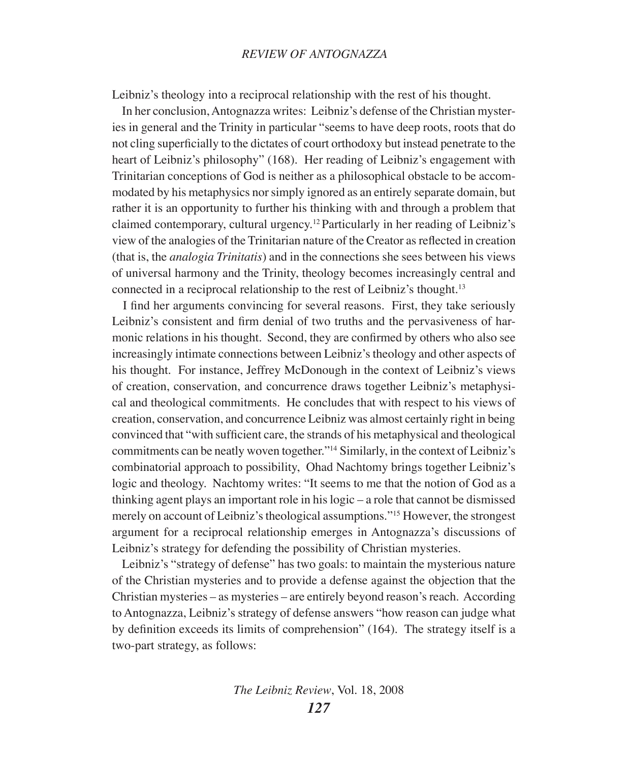Leibniz's theology into a reciprocal relationship with the rest of his thought.

In her conclusion, Antognazza writes: Leibniz's defense of the Christian mysteries in general and the Trinity in particular "seems to have deep roots, roots that do not cling superficially to the dictates of court orthodoxy but instead penetrate to the heart of Leibniz's philosophy" (168). Her reading of Leibniz's engagement with Trinitarian conceptions of God is neither as a philosophical obstacle to be accommodated by his metaphysics nor simply ignored as an entirely separate domain, but rather it is an opportunity to further his thinking with and through a problem that claimed contemporary, cultural urgency.[12] Particularly in her reading of Leibniz's view of the analogies of the Trinitarian nature of the Creator as reflected in creation (that is, the *analogia Trinitatis*) and in the connections she sees between his views of universal harmony and the Trinity, theology becomes increasingly central and connected in a reciprocal relationship to the rest of Leibniz's thought.[13]

I find her arguments convincing for several reasons. First, they take seriously Leibniz's consistent and firm denial of two truths and the pervasiveness of harmonic relations in his thought. Second, they are confirmed by others who also see increasingly intimate connections between Leibniz's theology and other aspects of his thought. For instance, Jeffrey McDonough in the context of Leibniz's views of creation, conservation, and concurrence draws together Leibniz's metaphysical and theological commitments. He concludes that with respect to his views of creation, conservation, and concurrence Leibniz was almost certainly right in being convinced that "with sufficient care, the strands of his metaphysical and theological commitments can be neatly woven together."[14] Similarly, in the context of Leibniz's combinatorial approach to possibility, Ohad Nachtomy brings together Leibniz's logic and theology. Nachtomy writes: "It seems to me that the notion of God as a thinking agent plays an important role in his logic – a role that cannot be dismissed merely on account of Leibniz's theological assumptions."[15] However, the strongest argument for a reciprocal relationship emerges in Antognazza's discussions of Leibniz's strategy for defending the possibility of Christian mysteries.

Leibniz's "strategy of defense" has two goals: to maintain the mysterious nature of the Christian mysteries and to provide a defense against the objection that the Christian mysteries – as mysteries – are entirely beyond reason's reach. According to Antognazza, Leibniz's strategy of defense answers "how reason can judge what by definition exceeds its limits of comprehension" (164). The strategy itself is a two-part strategy, as follows: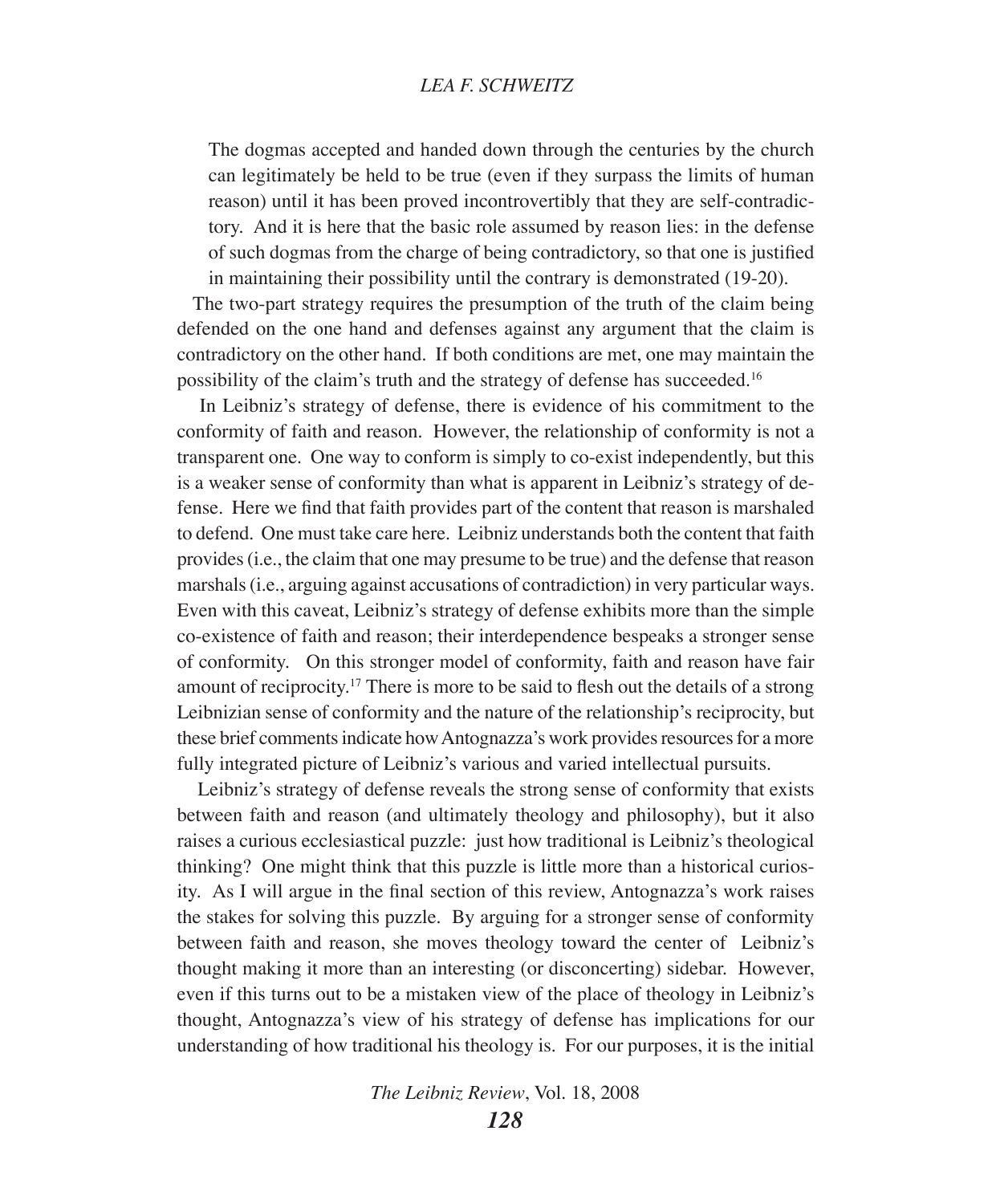> The dogmas accepted and handed down through the centuries by the church can legitimately be held to be true (even if they surpass the limits of human reason) until it has been proved incontrovertibly that they are self-contradictory. And it is here that the basic role assumed by reason lies: in the defense of such dogmas from the charge of being contradictory, so that one is justified in maintaining their possibility until the contrary is demonstrated (19-20).

The two-part strategy requires the presumption of the truth of the claim being defended on the one hand and defenses against any argument that the claim is contradictory on the other hand. If both conditions are met, one may maintain the possibility of the claim's truth and the strategy of defense has succeeded.[16]

In Leibniz's strategy of defense, there is evidence of his commitment to the conformity of faith and reason. However, the relationship of conformity is not a transparent one. One way to conform is simply to co-exist independently, but this is a weaker sense of conformity than what is apparent in Leibniz's strategy of defense. Here we find that faith provides part of the content that reason is marshaled to defend. One must take care here. Leibniz understands both the content that faith provides (i.e., the claim that one may presume to be true) and the defense that reason marshals (i.e., arguing against accusations of contradiction) in very particular ways. Even with this caveat, Leibniz's strategy of defense exhibits more than the simple co-existence of faith and reason; their interdependence bespeaks a stronger sense of conformity. On this stronger model of conformity, faith and reason have fair amount of reciprocity.[17] There is more to be said to flesh out the details of a strong Leibnizian sense of conformity and the nature of the relationship's reciprocity, but these brief comments indicate how Antognazza's work provides resources for a more fully integrated picture of Leibniz's various and varied intellectual pursuits.

Leibniz's strategy of defense reveals the strong sense of conformity that exists between faith and reason (and ultimately theology and philosophy), but it also raises a curious ecclesiastical puzzle: just how traditional is Leibniz's theological thinking? One might think that this puzzle is little more than a historical curiosity. As I will argue in the final section of this review, Antognazza's work raises the stakes for solving this puzzle. By arguing for a stronger sense of conformity between faith and reason, she moves theology toward the center of Leibniz's thought making it more than an interesting (or disconcerting) sidebar. However, even if this turns out to be a mistaken view of the place of theology in Leibniz's thought, Antognazza's view of his strategy of defense has implications for our understanding of how traditional his theology is. For our purposes, it is the initial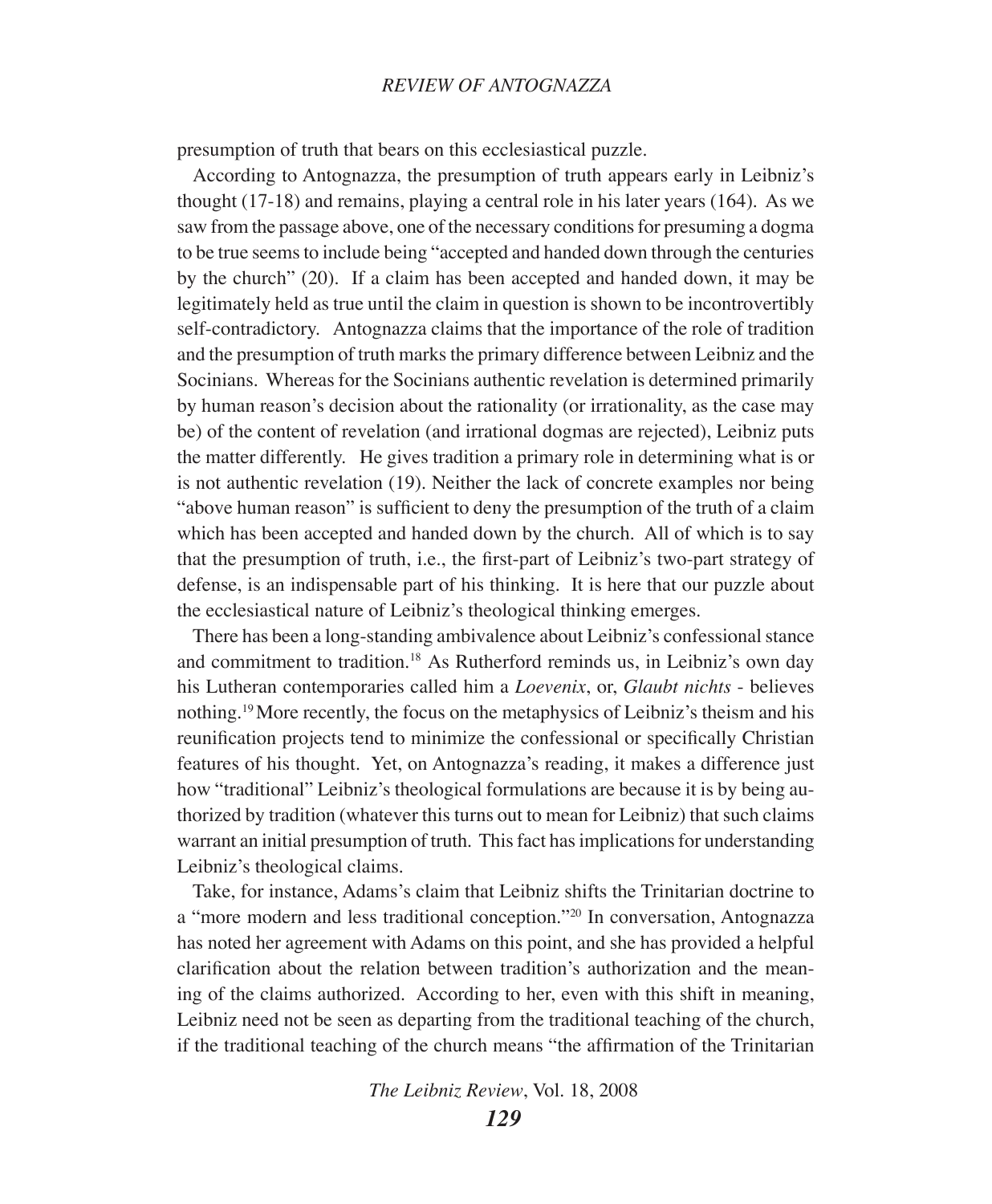presumption of truth that bears on this ecclesiastical puzzle.

According to Antognazza, the presumption of truth appears early in Leibniz's thought (17-18) and remains, playing a central role in his later years (164). As we saw from the passage above, one of the necessary conditions for presuming a dogma to be true seems to include being "accepted and handed down through the centuries by the church" (20). If a claim has been accepted and handed down, it may be legitimately held as true until the claim in question is shown to be incontrovertibly self-contradictory. Antognazza claims that the importance of the role of tradition and the presumption of truth marks the primary difference between Leibniz and the Socinians. Whereas for the Socinians authentic revelation is determined primarily by human reason's decision about the rationality (or irrationality, as the case may be) of the content of revelation (and irrational dogmas are rejected), Leibniz puts the matter differently. He gives tradition a primary role in determining what is or is not authentic revelation (19). Neither the lack of concrete examples nor being "above human reason" is sufficient to deny the presumption of the truth of a claim which has been accepted and handed down by the church. All of which is to say that the presumption of truth, i.e., the first-part of Leibniz's two-part strategy of defense, is an indispensable part of his thinking. It is here that our puzzle about the ecclesiastical nature of Leibniz's theological thinking emerges.

There has been a long-standing ambivalence about Leibniz's confessional stance and commitment to tradition.[18] As Rutherford reminds us, in Leibniz's own day his Lutheran contemporaries called him a *Loevenix*, or, *Glaubt nichts* - believes nothing.[19] More recently, the focus on the metaphysics of Leibniz's theism and his reunification projects tend to minimize the confessional or specifically Christian features of his thought. Yet, on Antognazza's reading, it makes a difference just how "traditional" Leibniz's theological formulations are because it is by being authorized by tradition (whatever this turns out to mean for Leibniz) that such claims warrant an initial presumption of truth. This fact has implications for understanding Leibniz's theological claims.

Take, for instance, Adams's claim that Leibniz shifts the Trinitarian doctrine to a "more modern and less traditional conception."[20] In conversation, Antognazza has noted her agreement with Adams on this point, and she has provided a helpful clarification about the relation between tradition's authorization and the meaning of the claims authorized. According to her, even with this shift in meaning, Leibniz need not be seen as departing from the traditional teaching of the church, if the traditional teaching of the church means "the affirmation of the Trinitarian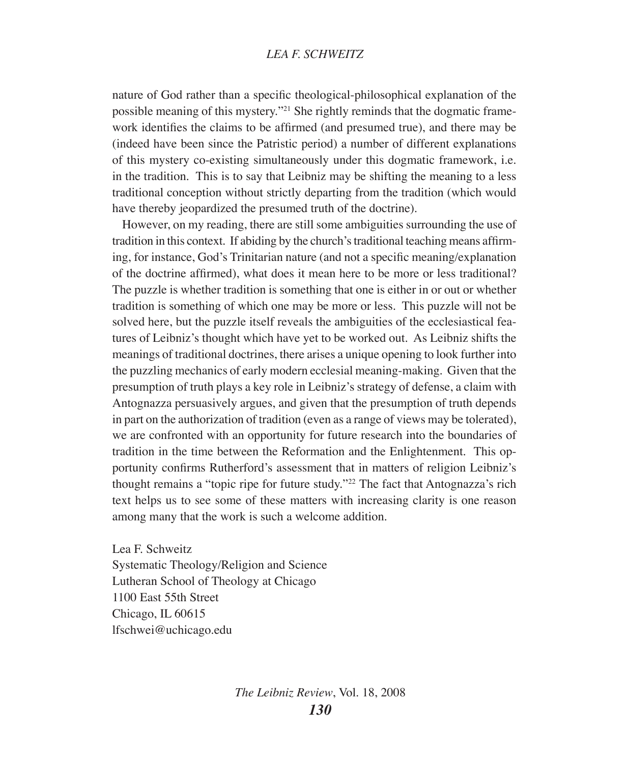nature of God rather than a specific theological-philosophical explanation of the possible meaning of this mystery."[21] She rightly reminds that the dogmatic framework identifies the claims to be affirmed (and presumed true), and there may be (indeed have been since the Patristic period) a number of different explanations of this mystery co-existing simultaneously under this dogmatic framework, i.e. in the tradition. This is to say that Leibniz may be shifting the meaning to a less traditional conception without strictly departing from the tradition (which would have thereby jeopardized the presumed truth of the doctrine).

However, on my reading, there are still some ambiguities surrounding the use of tradition in this context. If abiding by the church's traditional teaching means affirming, for instance, God's Trinitarian nature (and not a specific meaning/explanation of the doctrine affirmed), what does it mean here to be more or less traditional? The puzzle is whether tradition is something that one is either in or out or whether tradition is something of which one may be more or less. This puzzle will not be solved here, but the puzzle itself reveals the ambiguities of the ecclesiastical features of Leibniz's thought which have yet to be worked out. As Leibniz shifts the meanings of traditional doctrines, there arises a unique opening to look further into the puzzling mechanics of early modern ecclesial meaning-making. Given that the presumption of truth plays a key role in Leibniz's strategy of defense, a claim with Antognazza persuasively argues, and given that the presumption of truth depends in part on the authorization of tradition (even as a range of views may be tolerated), we are confronted with an opportunity for future research into the boundaries of tradition in the time between the Reformation and the Enlightenment. This opportunity confirms Rutherford's assessment that in matters of religion Leibniz's thought remains a "topic ripe for future study."[22] The fact that Antognazza's rich text helps us to see some of these matters with increasing clarity is one reason among many that the work is such a welcome addition.

Lea F. Schweitz
Systematic Theology/Religion and Science
Lutheran School of Theology at Chicago
1100 East 55th Street
Chicago, IL 60615
lfschwei@uchicago.edu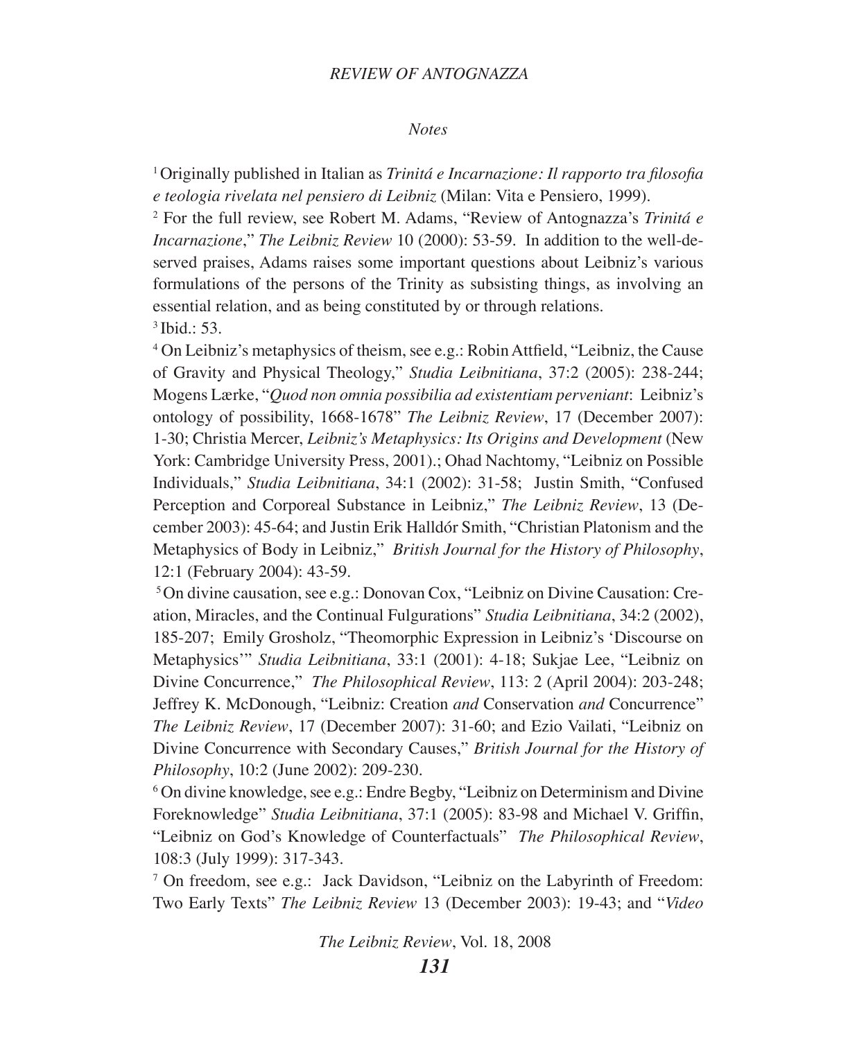*Notes*

[1] Originally published in Italian as *Trinitá e Incarnazione: Il rapporto tra filosofia e teologia rivelata nel pensiero di Leibniz* (Milan: Vita e Pensiero, 1999).

[2] For the full review, see Robert M. Adams, "Review of Antognazza's *Trinitá e Incarnazione*," *The Leibniz Review* 10 (2000): 53-59. In addition to the well-deserved praises, Adams raises some important questions about Leibniz's various formulations of the persons of the Trinity as subsisting things, as involving an essential relation, and as being constituted by or through relations.

[3] Ibid.: 53.

[4] On Leibniz's metaphysics of theism, see e.g.: Robin Attfield, "Leibniz, the Cause of Gravity and Physical Theology," *Studia Leibnitiana*, 37:2 (2005): 238-244; Mogens Lærke, "*Quod non omnia possibilia ad existentiam perveniant*: Leibniz's ontology of possibility, 1668-1678" *The Leibniz Review*, 17 (December 2007): 1-30; Christia Mercer, *Leibniz's Metaphysics: Its Origins and Development* (New York: Cambridge University Press, 2001).; Ohad Nachtomy, "Leibniz on Possible Individuals," *Studia Leibnitiana*, 34:1 (2002): 31-58; Justin Smith, "Confused Perception and Corporeal Substance in Leibniz," *The Leibniz Review*, 13 (December 2003): 45-64; and Justin Erik Halldór Smith, "Christian Platonism and the Metaphysics of Body in Leibniz," *British Journal for the History of Philosophy*, 12:1 (February 2004): 43-59.

[5] On divine causation, see e.g.: Donovan Cox, "Leibniz on Divine Causation: Creation, Miracles, and the Continual Fulgurations" *Studia Leibnitiana*, 34:2 (2002), 185-207; Emily Grosholz, "Theomorphic Expression in Leibniz's 'Discourse on Metaphysics'" *Studia Leibnitiana*, 33:1 (2001): 4-18; Sukjae Lee, "Leibniz on Divine Concurrence," *The Philosophical Review*, 113: 2 (April 2004): 203-248; Jeffrey K. McDonough, "Leibniz: Creation *and* Conservation *and* Concurrence" *The Leibniz Review*, 17 (December 2007): 31-60; and Ezio Vailati, "Leibniz on Divine Concurrence with Secondary Causes," *British Journal for the History of Philosophy*, 10:2 (June 2002): 209-230.

[6] On divine knowledge, see e.g.: Endre Begby, "Leibniz on Determinism and Divine Foreknowledge" *Studia Leibnitiana*, 37:1 (2005): 83-98 and Michael V. Griffin, "Leibniz on God's Knowledge of Counterfactuals" *The Philosophical Review*, 108:3 (July 1999): 317-343.

[7] On freedom, see e.g.: Jack Davidson, "Leibniz on the Labyrinth of Freedom: Two Early Texts" *The Leibniz Review* 13 (December 2003): 19-43; and "*Video*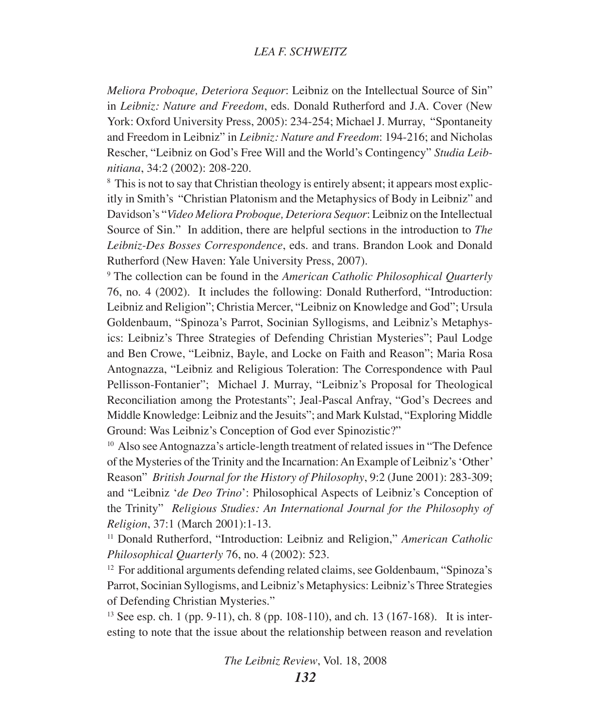*Meliora Proboque, Deteriora Sequor*: Leibniz on the Intellectual Source of Sin" in *Leibniz: Nature and Freedom*, eds. Donald Rutherford and J.A. Cover (New York: Oxford University Press, 2005): 234-254; Michael J. Murray, "Spontaneity and Freedom in Leibniz" in *Leibniz: Nature and Freedom*: 194-216; and Nicholas Rescher, "Leibniz on God's Free Will and the World's Contingency" *Studia Leibnitiana*, 34:2 (2002): 208-220.

[8] This is not to say that Christian theology is entirely absent; it appears most explicitly in Smith's "Christian Platonism and the Metaphysics of Body in Leibniz" and Davidson's "*Video Meliora Proboque, Deteriora Sequor*: Leibniz on the Intellectual Source of Sin." In addition, there are helpful sections in the introduction to *The Leibniz-Des Bosses Correspondence*, eds. and trans. Brandon Look and Donald Rutherford (New Haven: Yale University Press, 2007).

[9] The collection can be found in the *American Catholic Philosophical Quarterly* 76, no. 4 (2002). It includes the following: Donald Rutherford, "Introduction: Leibniz and Religion"; Christia Mercer, "Leibniz on Knowledge and God"; Ursula Goldenbaum, "Spinoza's Parrot, Socinian Syllogisms, and Leibniz's Metaphysics: Leibniz's Three Strategies of Defending Christian Mysteries"; Paul Lodge and Ben Crowe, "Leibniz, Bayle, and Locke on Faith and Reason"; Maria Rosa Antognazza, "Leibniz and Religious Toleration: The Correspondence with Paul Pellisson-Fontanier"; Michael J. Murray, "Leibniz's Proposal for Theological Reconciliation among the Protestants"; Jeal-Pascal Anfray, "God's Decrees and Middle Knowledge: Leibniz and the Jesuits"; and Mark Kulstad, "Exploring Middle Ground: Was Leibniz's Conception of God ever Spinozistic?"

[10] Also see Antognazza's article-length treatment of related issues in "The Defence of the Mysteries of the Trinity and the Incarnation: An Example of Leibniz's 'Other' Reason" *British Journal for the History of Philosophy*, 9:2 (June 2001): 283-309; and "Leibniz '*de Deo Trino*': Philosophical Aspects of Leibniz's Conception of the Trinity" *Religious Studies: An International Journal for the Philosophy of Religion*, 37:1 (March 2001):1-13.

[11] Donald Rutherford, "Introduction: Leibniz and Religion," *American Catholic Philosophical Quarterly* 76, no. 4 (2002): 523.

[12] For additional arguments defending related claims, see Goldenbaum, "Spinoza's Parrot, Socinian Syllogisms, and Leibniz's Metaphysics: Leibniz's Three Strategies of Defending Christian Mysteries."

[13] See esp. ch. 1 (pp. 9-11), ch. 8 (pp. 108-110), and ch. 13 (167-168). It is interesting to note that the issue about the relationship between reason and revelation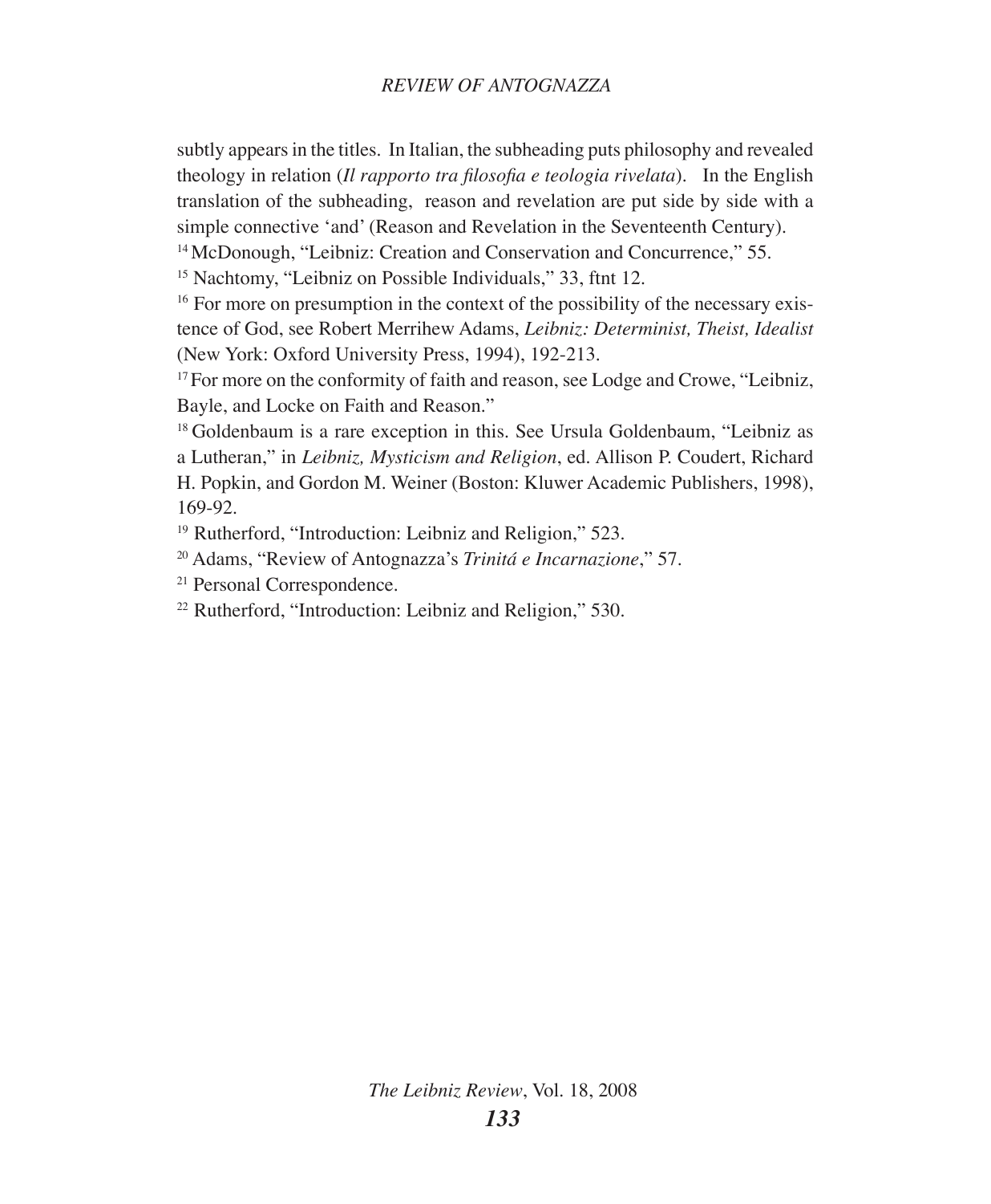subtly appears in the titles. In Italian, the subheading puts philosophy and revealed theology in relation (*Il rapporto tra filosofia e teologia rivelata*). In the English translation of the subheading, reason and revelation are put side by side with a simple connective 'and' (Reason and Revelation in the Seventeenth Century).

[14] McDonough, "Leibniz: Creation and Conservation and Concurrence," 55.

[15] Nachtomy, "Leibniz on Possible Individuals," 33, ftnt 12.

[16] For more on presumption in the context of the possibility of the necessary existence of God, see Robert Merrihew Adams, *Leibniz: Determinist, Theist, Idealist* (New York: Oxford University Press, 1994), 192-213.

[17] For more on the conformity of faith and reason, see Lodge and Crowe, "Leibniz, Bayle, and Locke on Faith and Reason."

[18] Goldenbaum is a rare exception in this. See Ursula Goldenbaum, "Leibniz as a Lutheran," in *Leibniz, Mysticism and Religion*, ed. Allison P. Coudert, Richard H. Popkin, and Gordon M. Weiner (Boston: Kluwer Academic Publishers, 1998), 169-92.

[19] Rutherford, "Introduction: Leibniz and Religion," 523.

[20] Adams, "Review of Antognazza's *Trinitá e Incarnazione*," 57.

[21] Personal Correspondence.

[22] Rutherford, "Introduction: Leibniz and Religion," 530.